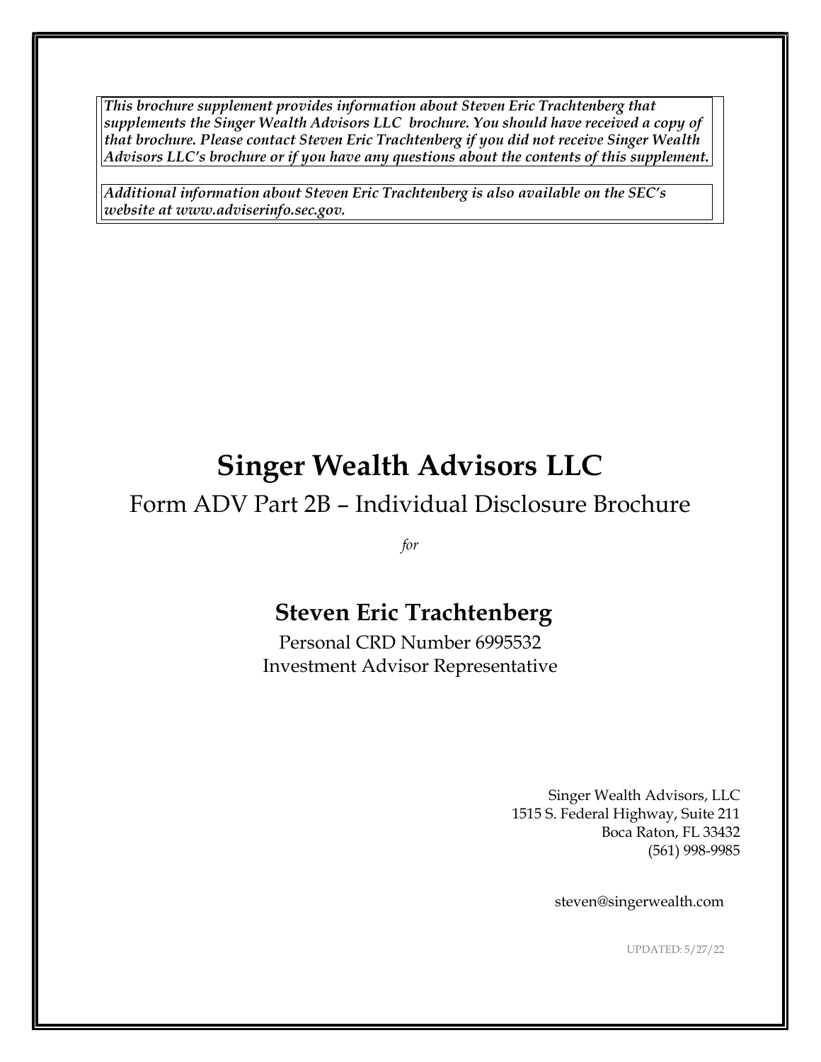***This brochure supplement provides information about Steven Eric Trachtenberg that supplements the Singer Wealth Advisors LLC brochure. You should have received a copy of that brochure. Please contact Steven Eric Trachtenberg if you did not receive Singer Wealth Advisors LLC's brochure or if you have any questions about the contents of this supplement.***

***Additional information about Steven Eric Trachtenberg is also available on the SEC's website at www.adviserinfo.sec.gov.***

# Singer Wealth Advisors LLC

## Form ADV Part 2B – Individual Disclosure Brochure

*for*

## Steven Eric Trachtenberg

Personal CRD Number 6995532
Investment Advisor Representative

Singer Wealth Advisors, LLC
1515 S. Federal Highway, Suite 211
Boca Raton, FL 33432
(561) 998-9985

steven@singerwealth.com

UPDATED: 5/27/22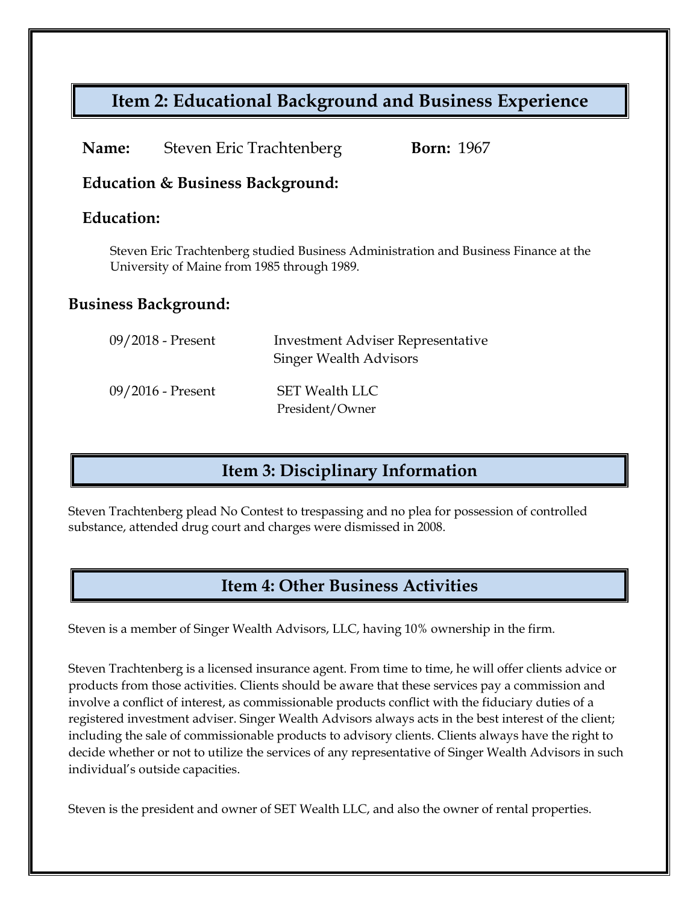## Item 2: Educational Background and Business Experience

**Name:** Steven Eric Trachtenberg **Born:** 1967

**Education & Business Background:**

**Education:**

Steven Eric Trachtenberg studied Business Administration and Business Finance at the University of Maine from 1985 through 1989.

**Business Background:**

| | |
|---|---|
| 09/2018 - Present | Investment Adviser Representative<br>Singer Wealth Advisors |
| 09/2016 - Present | SET Wealth LLC<br>President/Owner |

## Item 3: Disciplinary Information

Steven Trachtenberg plead No Contest to trespassing and no plea for possession of controlled substance, attended drug court and charges were dismissed in 2008.

## Item 4: Other Business Activities

Steven is a member of Singer Wealth Advisors, LLC, having 10% ownership in the firm.

Steven Trachtenberg is a licensed insurance agent. From time to time, he will offer clients advice or products from those activities. Clients should be aware that these services pay a commission and involve a conflict of interest, as commissionable products conflict with the fiduciary duties of a registered investment adviser. Singer Wealth Advisors always acts in the best interest of the client; including the sale of commissionable products to advisory clients. Clients always have the right to decide whether or not to utilize the services of any representative of Singer Wealth Advisors in such individual's outside capacities.

Steven is the president and owner of SET Wealth LLC, and also the owner of rental properties.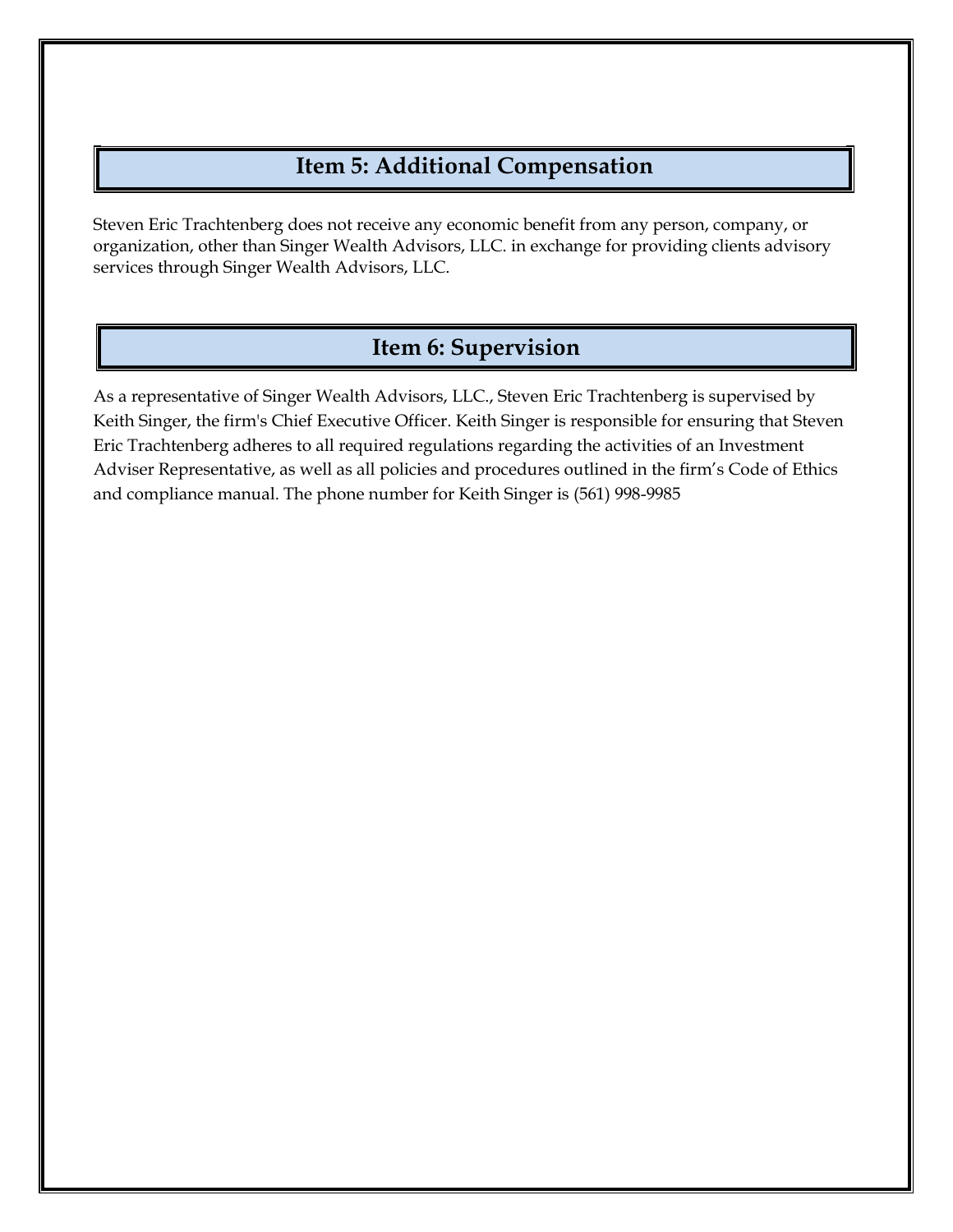## Item 5: Additional Compensation

Steven Eric Trachtenberg does not receive any economic benefit from any person, company, or organization, other than Singer Wealth Advisors, LLC. in exchange for providing clients advisory services through Singer Wealth Advisors, LLC.

## Item 6: Supervision

As a representative of Singer Wealth Advisors, LLC., Steven Eric Trachtenberg is supervised by Keith Singer, the firm's Chief Executive Officer. Keith Singer is responsible for ensuring that Steven Eric Trachtenberg adheres to all required regulations regarding the activities of an Investment Adviser Representative, as well as all policies and procedures outlined in the firm's Code of Ethics and compliance manual. The phone number for Keith Singer is (561) 998-9985